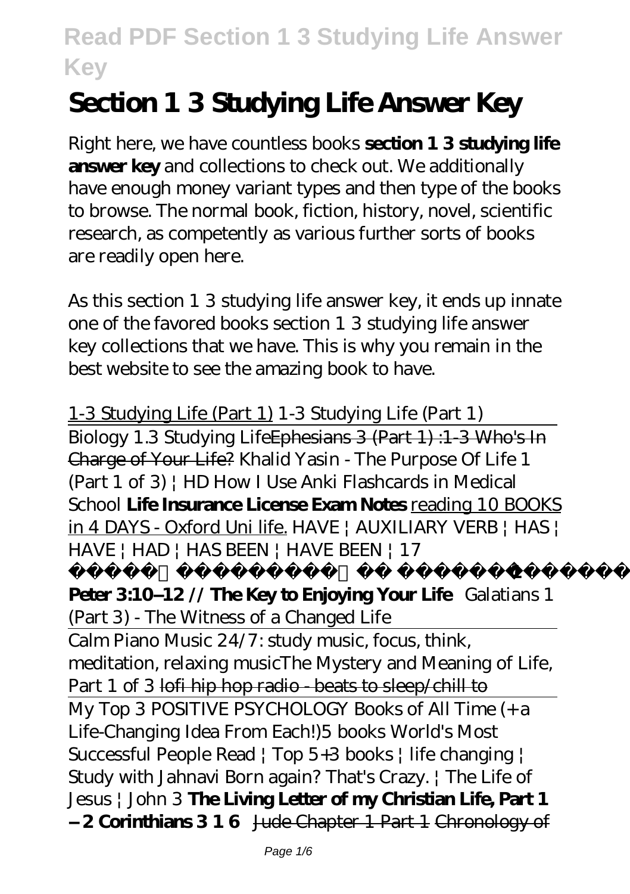# Section 1 3 Studying Life Answer Key

Right here, we have countless books **section 1 3 studying life answer key** and collections to check out. We additionally have enough money variant types and then type of the books to browse. The normal book, fiction, history, novel, scientific research, as competently as various further sorts of books are readily open here.

As this section 1 3 studying life answer key, it ends up innate one of the favored books section 1 3 studying life answer key collections that we have. This is why you remain in the best website to see the amazing book to have.

1-3 Studying Life (Part 1) *1-3 Studying Life (Part 1)*

Biology 1.3 Studying Life Ephesians 3 (Part 1) :1-3 Who's In Charge of Your Life? *Khalid Yasin - The Purpose Of Life 1 (Part 1 of 3) | HD How I Use Anki Flashcards in Medical School* **Life Insurance License Exam Notes** reading 10 BOOKS in 4 DAYS - Oxford Uni life. *HAVE | AUXILIARY VERB | HAS | HAVE | HAD | HAS BEEN | HAVE BEEN | 17* **1 Peter 3:10–12 // The Key to Enjoying Your Life** *Galatians 1 (Part 3) - The Witness of a Changed Life*

Calm Piano Music 24/7: study music, focus, think, meditation, relaxing music*The Mystery and Meaning of Life, Part 1 of 3* lofi hip hop radio - beats to sleep/chill to

My Top 3 POSITIVE PSYCHOLOGY Books of All Time (+ a Life-Changing Idea From Each!)*5 books World's Most Successful People Read | Top 5+3 books | life changing | Study with Jahnavi Born again? That's Crazy. | The Life of Jesus | John 3* **The Living Letter of my Christian Life, Part 1 – 2 Corinthians 3 1 6** Jude Chapter 1 Part 1 Chronology of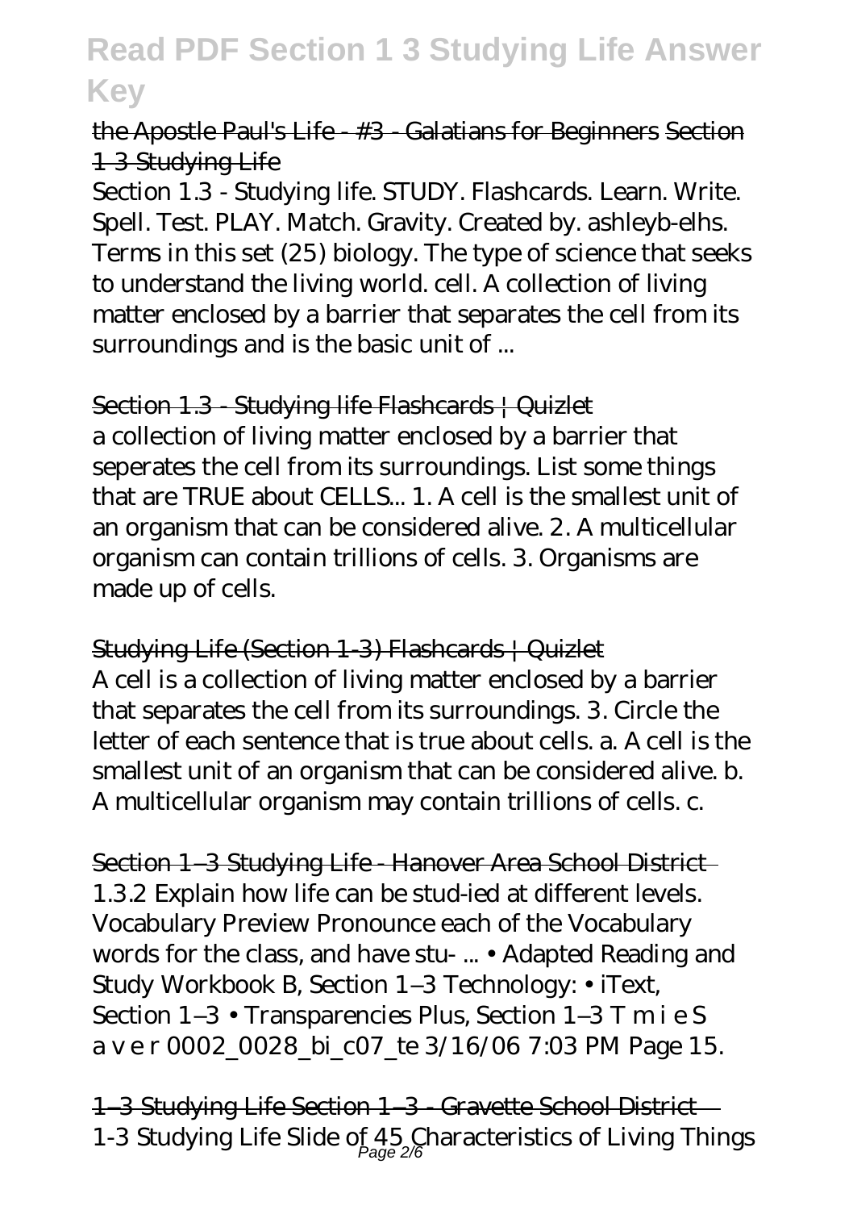the Apostle Paul's Life - #3 - Galatians for Beginners Section 1 3 Studying Life

Section 1.3 - Studying life. STUDY. Flashcards. Learn. Write. Spell. Test. PLAY. Match. Gravity. Created by. ashleyb-elhs. Terms in this set (25) biology. The type of science that seeks to understand the living world. cell. A collection of living matter enclosed by a barrier that separates the cell from its surroundings and is the basic unit of ...

Section 1.3 - Studying life Flashcards | Quizlet

a collection of living matter enclosed by a barrier that seperates the cell from its surroundings. List some things that are TRUE about CELLS... 1. A cell is the smallest unit of an organism that can be considered alive. 2. A multicellular organism can contain trillions of cells. 3. Organisms are made up of cells.

Studying Life (Section 1-3) Flashcards | Quizlet

A cell is a collection of living matter enclosed by a barrier that separates the cell from its surroundings. 3. Circle the letter of each sentence that is true about cells. a. A cell is the smallest unit of an organism that can be considered alive. b. A multicellular organism may contain trillions of cells. c.

Section 1–3 Studying Life - Hanover Area School District

1.3.2 Explain how life can be stud-ied at different levels. Vocabulary Preview Pronounce each of the Vocabulary words for the class, and have stu- ... • Adapted Reading and Study Workbook B, Section 1–3 Technology: • iText, Section 1–3 • Transparencies Plus, Section 1–3 T m i e S a v e r 0002_0028_bi_c07_te 3/16/06 7:03 PM Page 15.

1–3 Studying Life Section 1–3 - Gravette School District

1-3 Studying Life Slide of 45 Characteristics of Living Things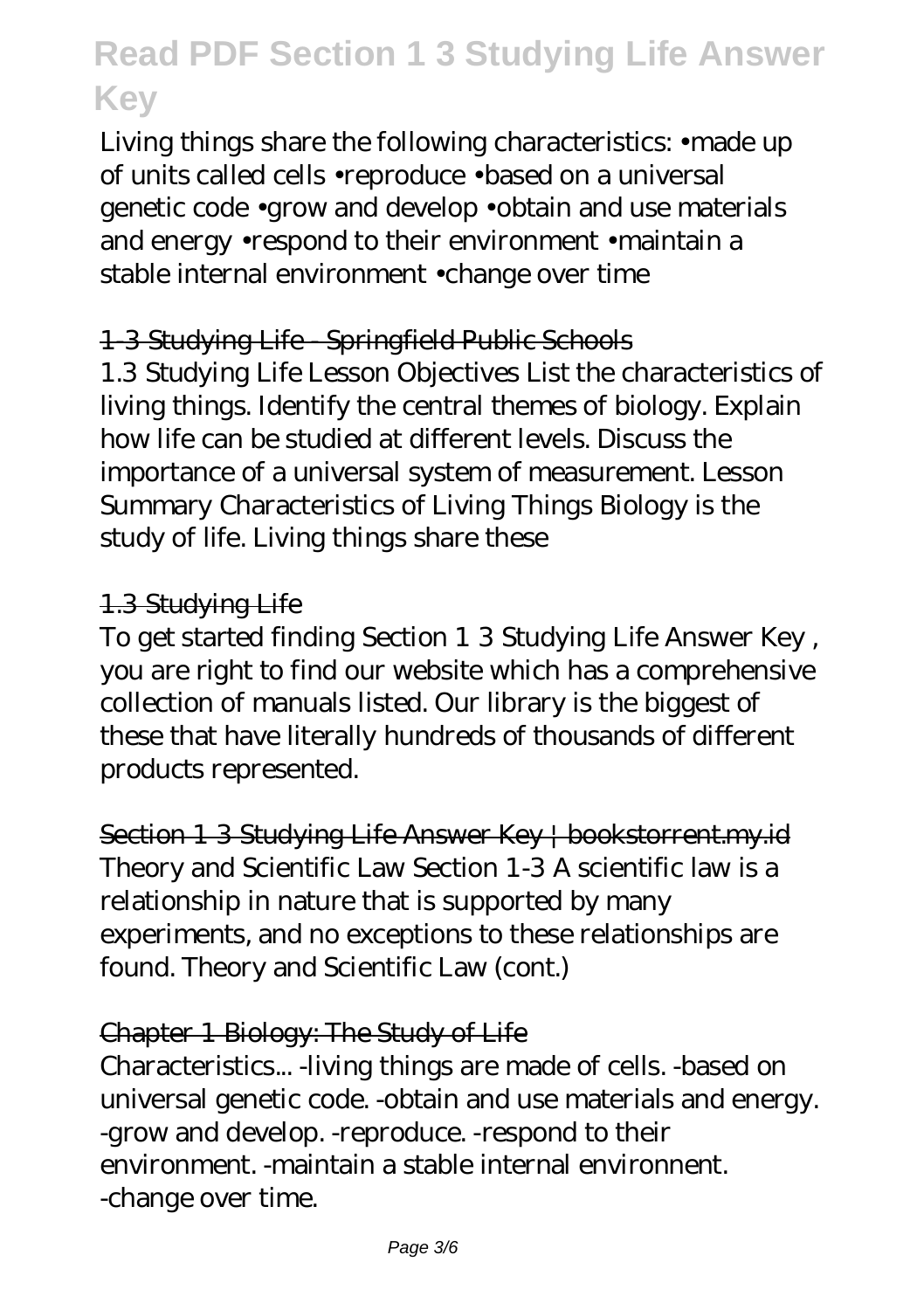Living things share the following characteristics: •made up of units called cells •reproduce •based on a universal genetic code •grow and develop •obtain and use materials and energy •respond to their environment •maintain a stable internal environment •change over time

### 1-3 Studying Life - Springfield Public Schools

1.3 Studying Life Lesson Objectives List the characteristics of living things. Identify the central themes of biology. Explain how life can be studied at different levels. Discuss the importance of a universal system of measurement. Lesson Summary Characteristics of Living Things Biology is the study of life. Living things share these

### 1.3 Studying Life

To get started finding Section 1 3 Studying Life Answer Key , you are right to find our website which has a comprehensive collection of manuals listed. Our library is the biggest of these that have literally hundreds of thousands of different products represented.

### Section 1 3 Studying Life Answer Key | bookstorrent.my.id

Theory and Scientific Law Section 1-3 A scientific law is a relationship in nature that is supported by many experiments, and no exceptions to these relationships are found. Theory and Scientific Law (cont.)

### Chapter 1 Biology: The Study of Life

Characteristics... -living things are made of cells. -based on universal genetic code. -obtain and use materials and energy. -grow and develop. -reproduce. -respond to their environment. -maintain a stable internal environnent. -change over time.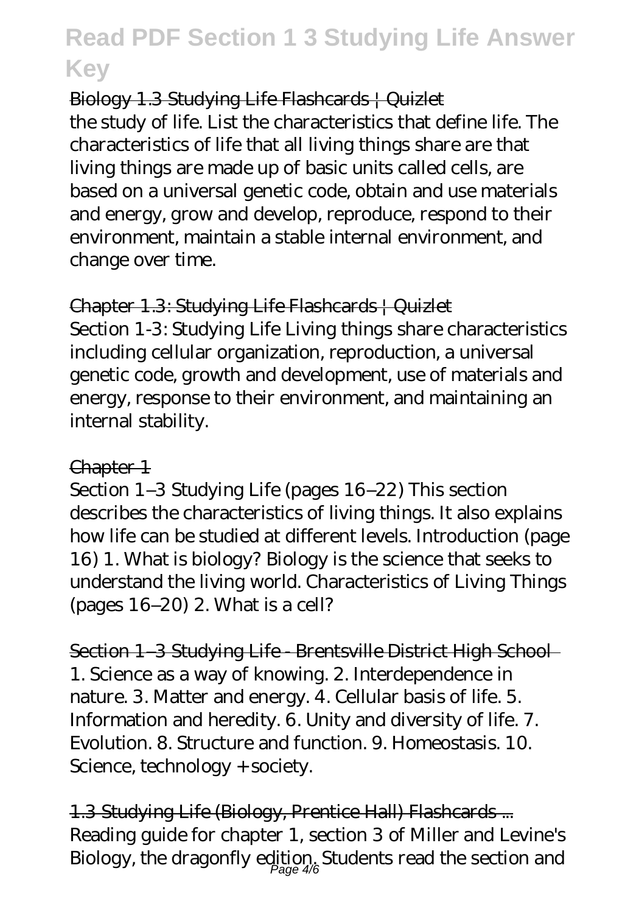Biology 1.3 Studying Life Flashcards | Quizlet

the study of life. List the characteristics that define life. The characteristics of life that all living things share are that living things are made up of basic units called cells, are based on a universal genetic code, obtain and use materials and energy, grow and develop, reproduce, respond to their environment, maintain a stable internal environment, and change over time.

Chapter 1.3: Studying Life Flashcards | Quizlet

Section 1-3: Studying Life Living things share characteristics including cellular organization, reproduction, a universal genetic code, growth and development, use of materials and energy, response to their environment, and maintaining an internal stability.

Chapter 1

Section 1–3 Studying Life (pages 16–22) This section describes the characteristics of living things. It also explains how life can be studied at different levels. Introduction (page 16) 1. What is biology? Biology is the science that seeks to understand the living world. Characteristics of Living Things (pages 16–20) 2. What is a cell?

Section 1–3 Studying Life - Brentsville District High School

1. Science as a way of knowing. 2. Interdependence in nature. 3. Matter and energy. 4. Cellular basis of life. 5. Information and heredity. 6. Unity and diversity of life. 7. Evolution. 8. Structure and function. 9. Homeostasis. 10. Science, technology + society.

1.3 Studying Life (Biology, Prentice Hall) Flashcards ...

Reading guide for chapter 1, section 3 of Miller and Levine's Biology, the dragonfly edition. Students read the section and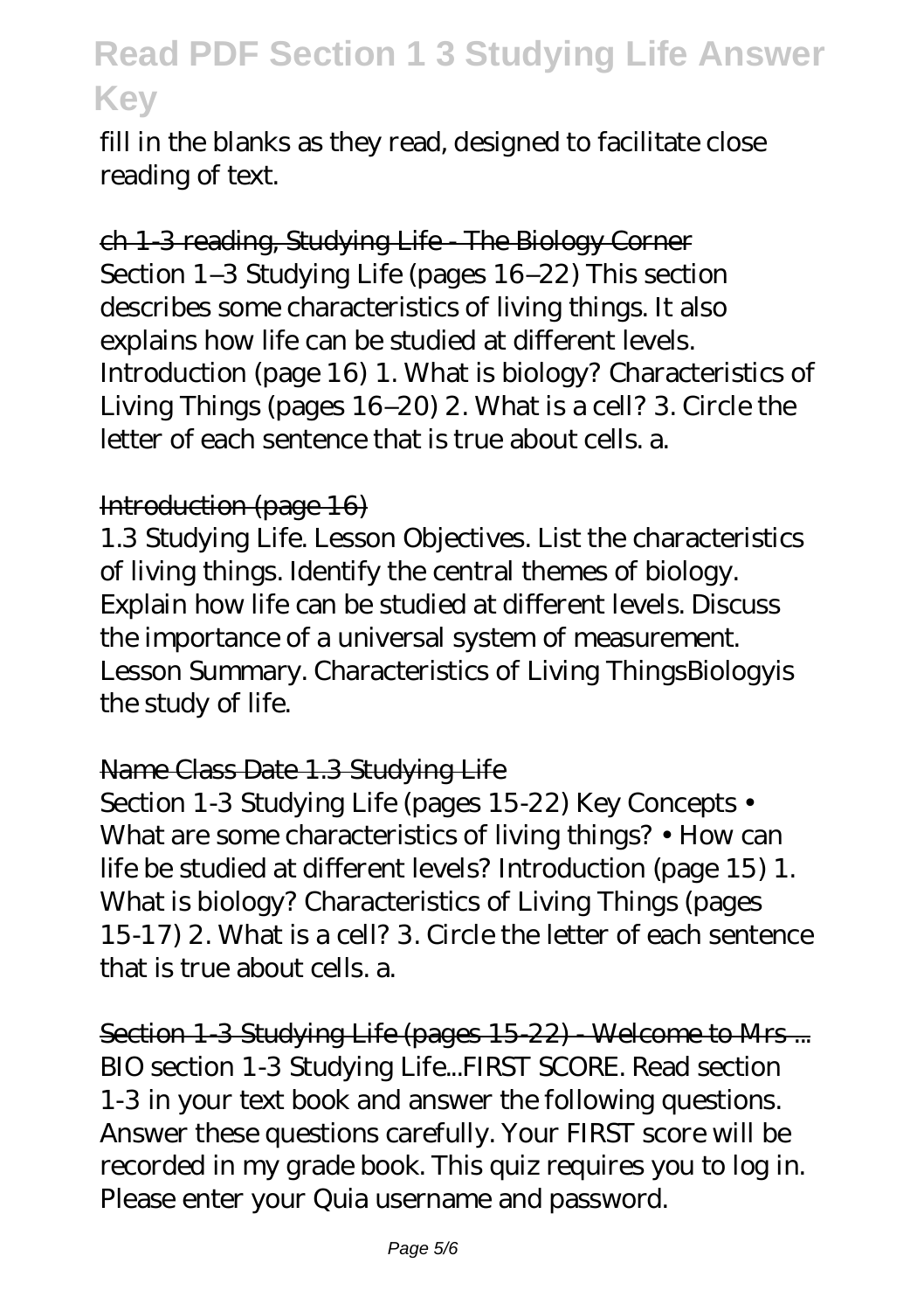fill in the blanks as they read, designed to facilitate close reading of text.

ch 1-3 reading, Studying Life - The Biology Corner

Section 1–3 Studying Life (pages 16–22) This section describes some characteristics of living things. It also explains how life can be studied at different levels. Introduction (page 16) 1. What is biology? Characteristics of Living Things (pages 16–20) 2. What is a cell? 3. Circle the letter of each sentence that is true about cells. a.

Introduction (page 16)

1.3 Studying Life. Lesson Objectives. List the characteristics of living things. Identify the central themes of biology. Explain how life can be studied at different levels. Discuss the importance of a universal system of measurement. Lesson Summary. Characteristics of Living ThingsBiologyis the study of life.

Name Class Date 1.3 Studying Life

Section 1-3 Studying Life (pages 15-22) Key Concepts • What are some characteristics of living things? • How can life be studied at different levels? Introduction (page 15) 1. What is biology? Characteristics of Living Things (pages 15-17) 2. What is a cell? 3. Circle the letter of each sentence that is true about cells. a.

Section 1-3 Studying Life (pages 15-22) - Welcome to Mrs ...

BIO section 1-3 Studying Life...FIRST SCORE. Read section 1-3 in your text book and answer the following questions. Answer these questions carefully. Your FIRST score will be recorded in my grade book. This quiz requires you to log in. Please enter your Quia username and password.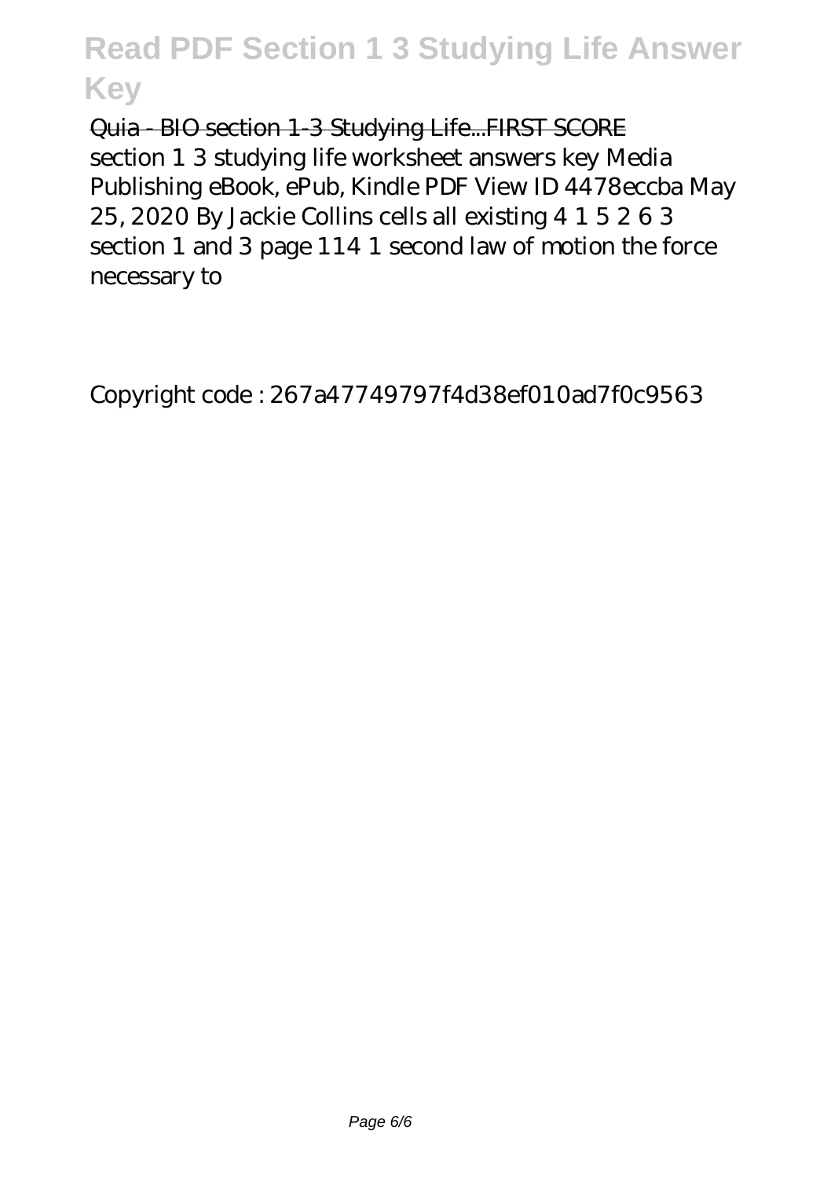Quia - BIO section 1-3 Studying Life...FIRST SCORE
section 1 3 studying life worksheet answers key Media Publishing eBook, ePub, Kindle PDF View ID 4478eccba May 25, 2020 By Jackie Collins cells all existing 4 1 5 2 6 3 section 1 and 3 page 114 1 second law of motion the force necessary to

Copyright code : 267a47749797f4d38ef010ad7f0c9563